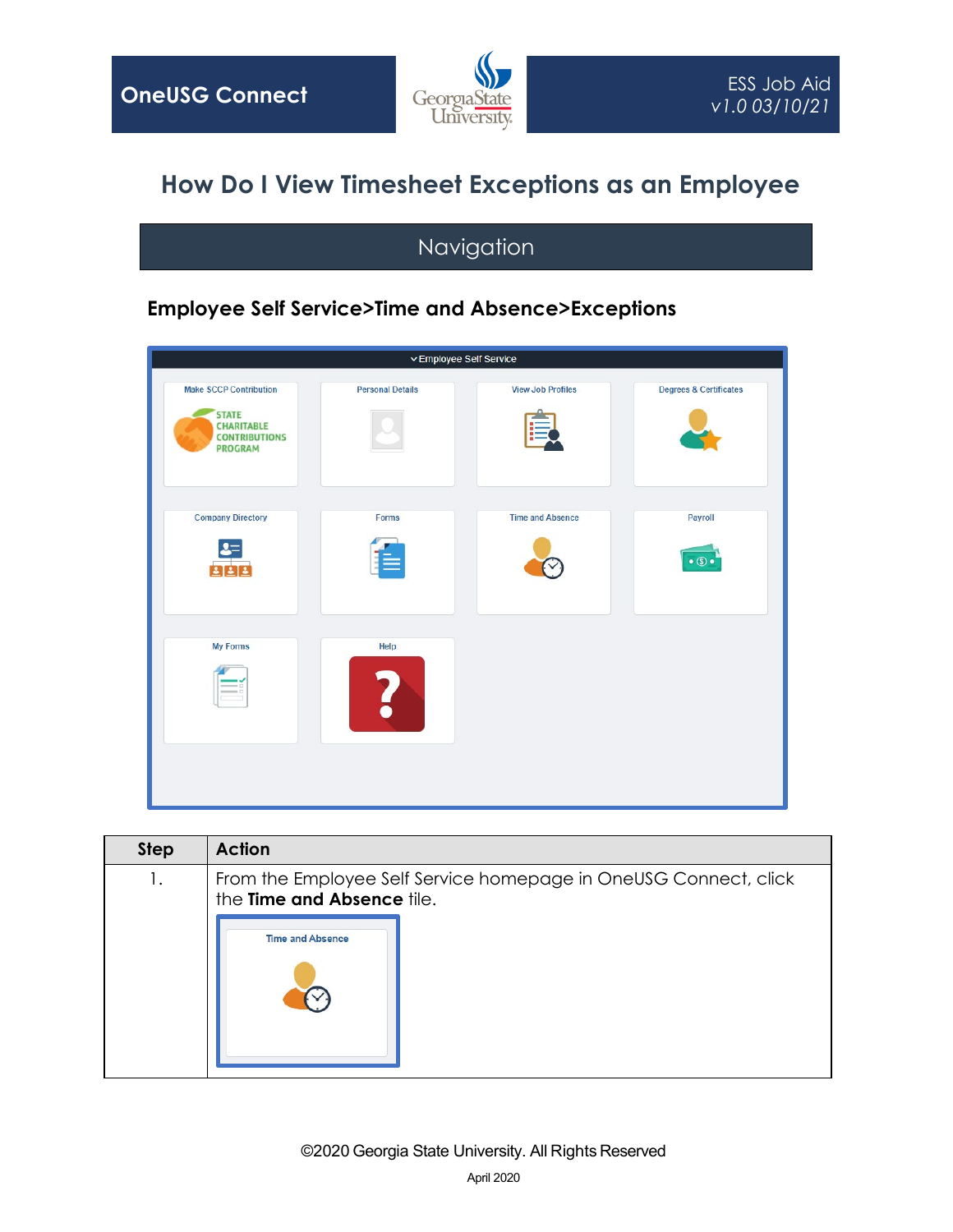OneUSG Connect

ESS Job Aid
v1.0 03/10/21

# How Do I View Timesheet Exceptions as an Employee

## Navigation

**Employee Self Service>Time and Absence>Exceptions**

| Step | Action |
|---|---|
| 1. | From the Employee Self Service homepage in OneUSG Connect, click the **Time and Absence** tile. |

©2020 Georgia State University. All Rights Reserved

April 2020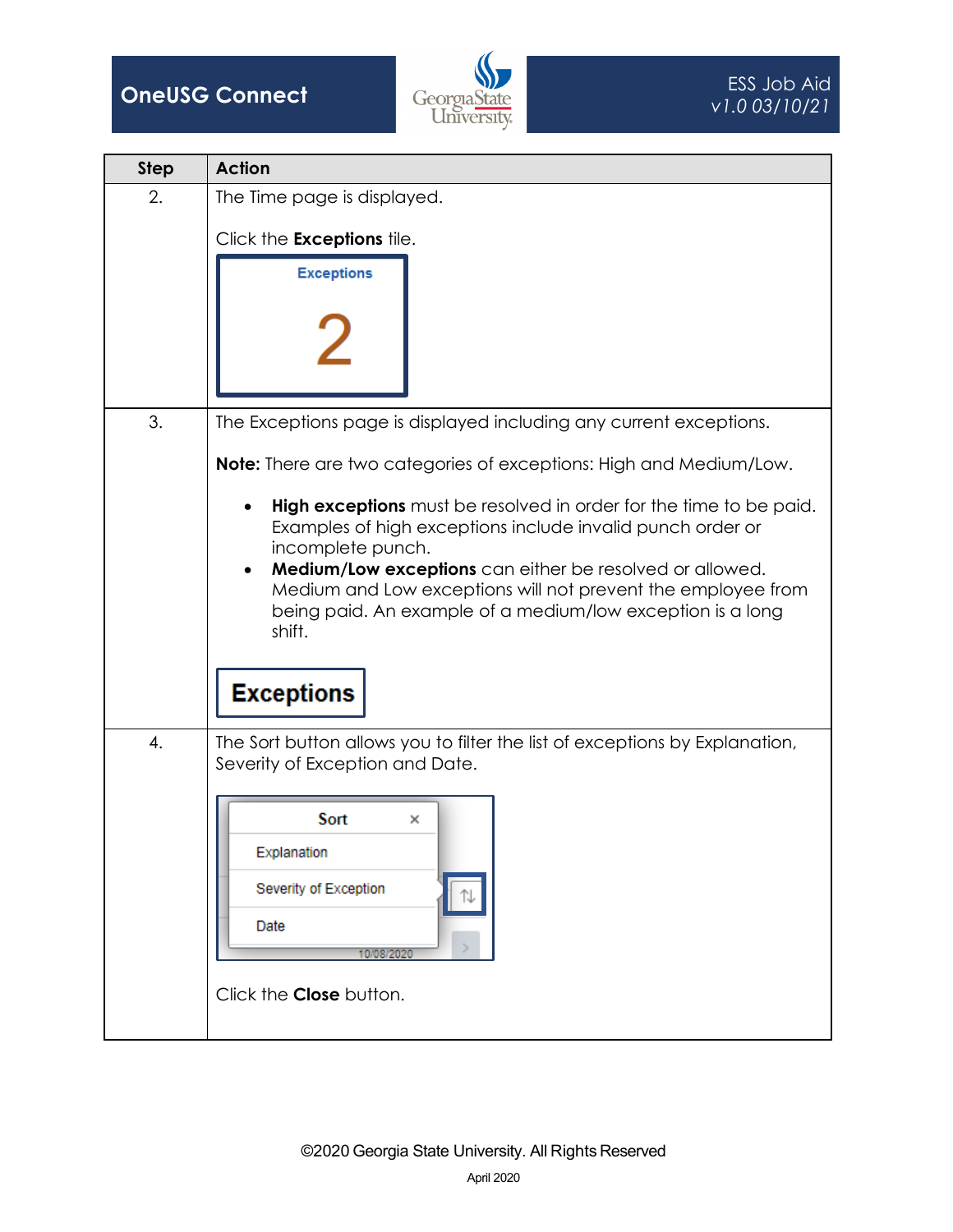| Step | Action |
| --- | --- |
| 2. | The Time page is displayed.<br><br>Click the **Exceptions** tile.<br><br>Exceptions<br>2 |
| 3. | The Exceptions page is displayed including any current exceptions.<br><br>**Note:** There are two categories of exceptions: High and Medium/Low.<br><br>• **High exceptions** must be resolved in order for the time to be paid. Examples of high exceptions include invalid punch order or incomplete punch.<br>• **Medium/Low exceptions** can either be resolved or allowed. Medium and Low exceptions will not prevent the employee from being paid. An example of a medium/low exception is a long shift.<br><br>**Exceptions** |
| 4. | The Sort button allows you to filter the list of exceptions by Explanation, Severity of Exception and Date.<br><br>Sort<br>Explanation<br>Severity of Exception<br>Date<br><br>Click the **Close** button. |

©2020 Georgia State University. All Rights Reserved

April 2020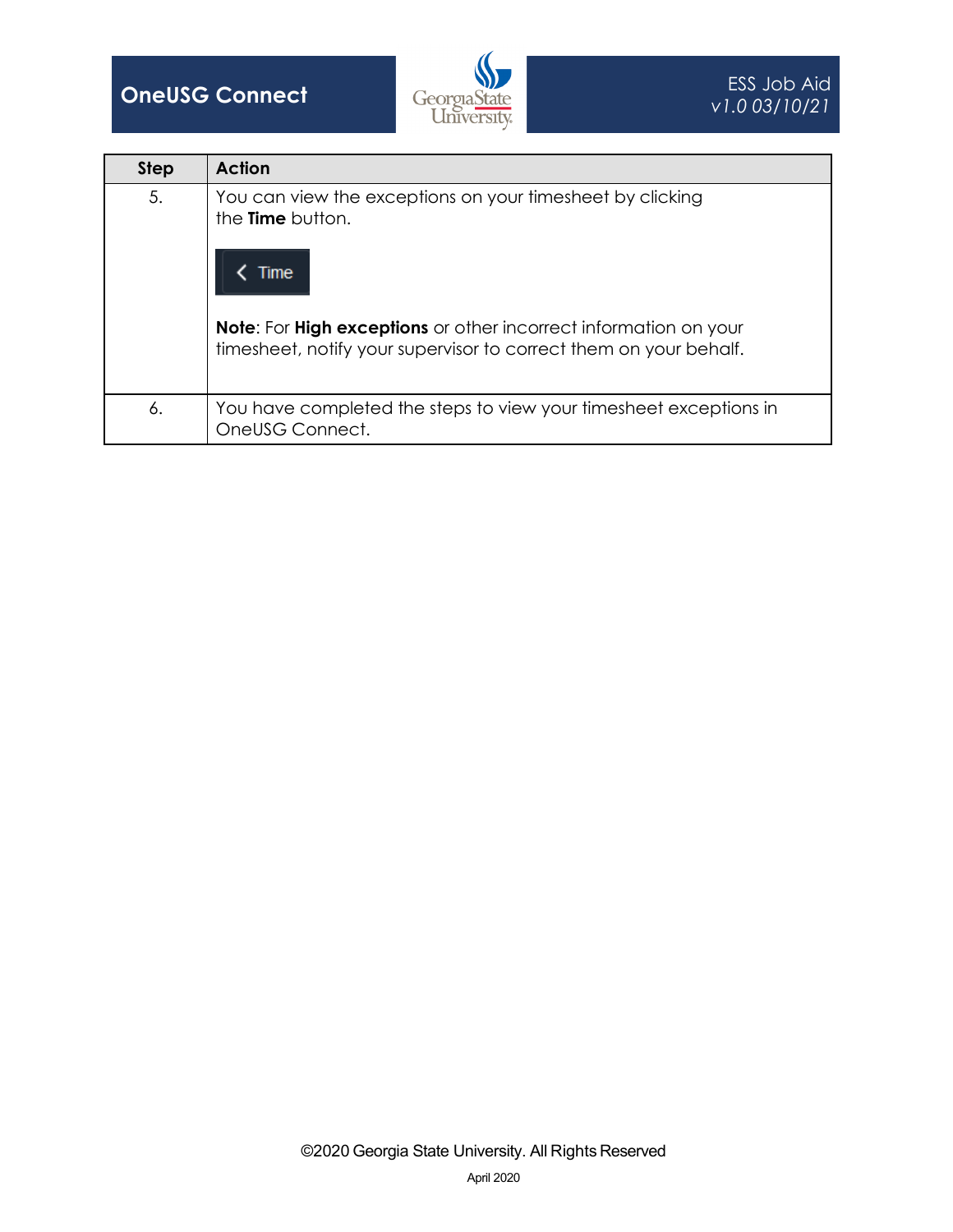| Step | Action |
| --- | --- |
| 5. | You can view the exceptions on your timesheet by clicking the **Time** button.<br><br>< Time<br><br>**Note**: For **High exceptions** or other incorrect information on your timesheet, notify your supervisor to correct them on your behalf. |
| 6. | You have completed the steps to view your timesheet exceptions in OneUSG Connect. |